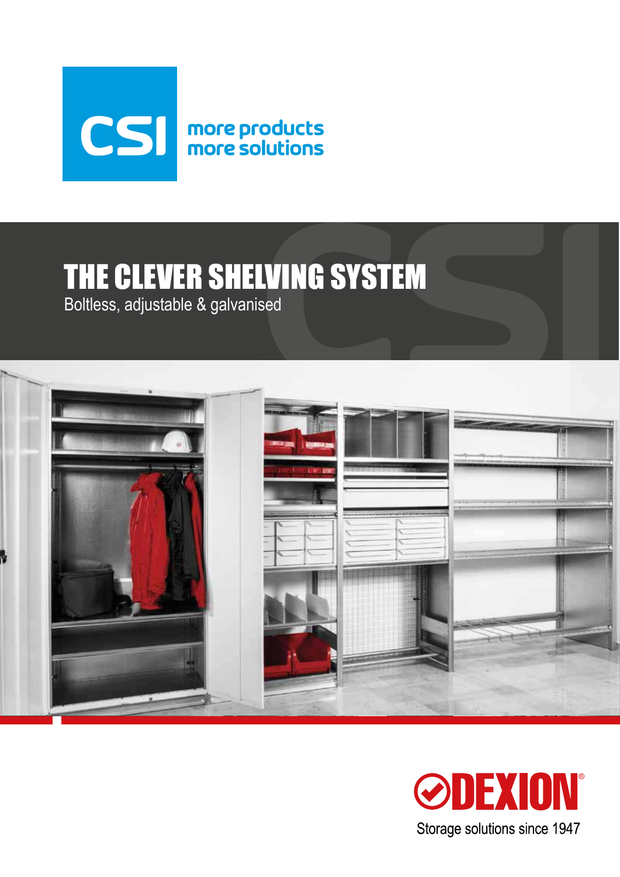CSI

more products
more solutions

# THE CLEVER SHELVING SYSTEM

Boltless, adjustable & galvanised

DEXION®

Storage solutions since 1947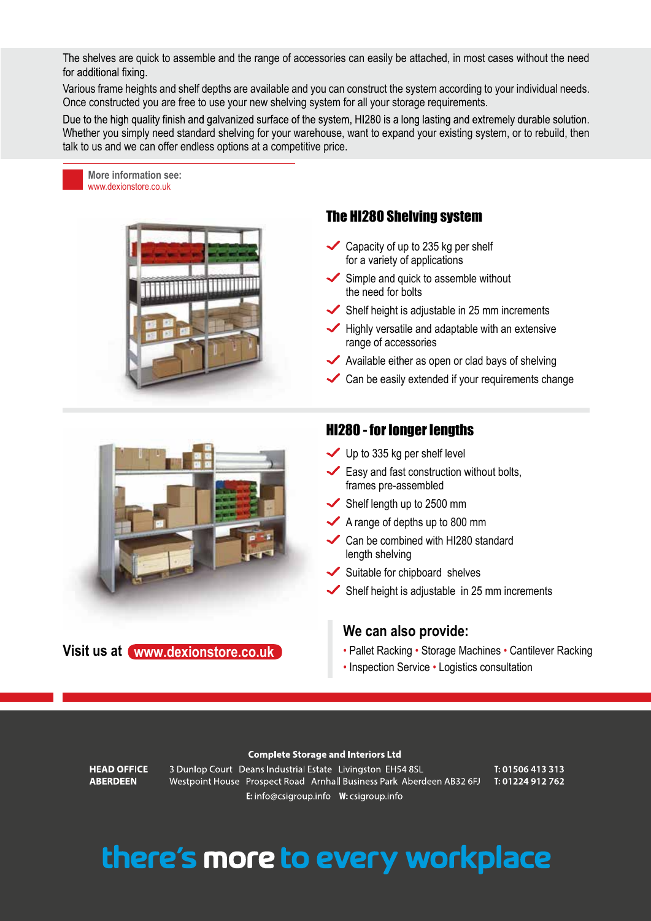The shelves are quick to assemble and the range of accessories can easily be attached, in most cases without the need for additional fixing.

Various frame heights and shelf depths are available and you can construct the system according to your individual needs. Once constructed you are free to use your new shelving system for all your storage requirements.

Due to the high quality finish and galvanized surface of the system, HI280 is a long lasting and extremely durable solution. Whether you simply need standard shelving for your warehouse, want to expand your existing system, or to rebuild, then talk to us and we can offer endless options at a competitive price.

**More information see:**
www.dexionstore.co.uk

## The HI280 Shelving system

- Capacity of up to 235 kg per shelf for a variety of applications
- Simple and quick to assemble without the need for bolts
- Shelf height is adjustable in 25 mm increments
- Highly versatile and adaptable with an extensive range of accessories
- Available either as open or clad bays of shelving
- Can be easily extended if your requirements change

## HI280 - for longer lengths

- Up to 335 kg per shelf level
- Easy and fast construction without bolts, frames pre-assembled
- Shelf length up to 2500 mm
- A range of depths up to 800 mm
- Can be combined with HI280 standard length shelving
- Suitable for chipboard shelves
- Shelf height is adjustable in 25 mm increments

**Visit us at** www.dexionstore.co.uk

### We can also provide:

• Pallet Racking • Storage Machines • Cantilever Racking
• Inspection Service • Logistics consultation

**Complete Storage and Interiors Ltd**

**HEAD OFFICE** 3 Dunlop Court Deans Industrial Estate Livingston EH54 8SL **T: 01506 413 313**
**ABERDEEN** Westpoint House Prospect Road Arnhall Business Park Aberdeen AB32 6FJ **T: 01224 912 762**

**E:** info@csigroup.info **W:** csigroup.info

there's more to every workplace